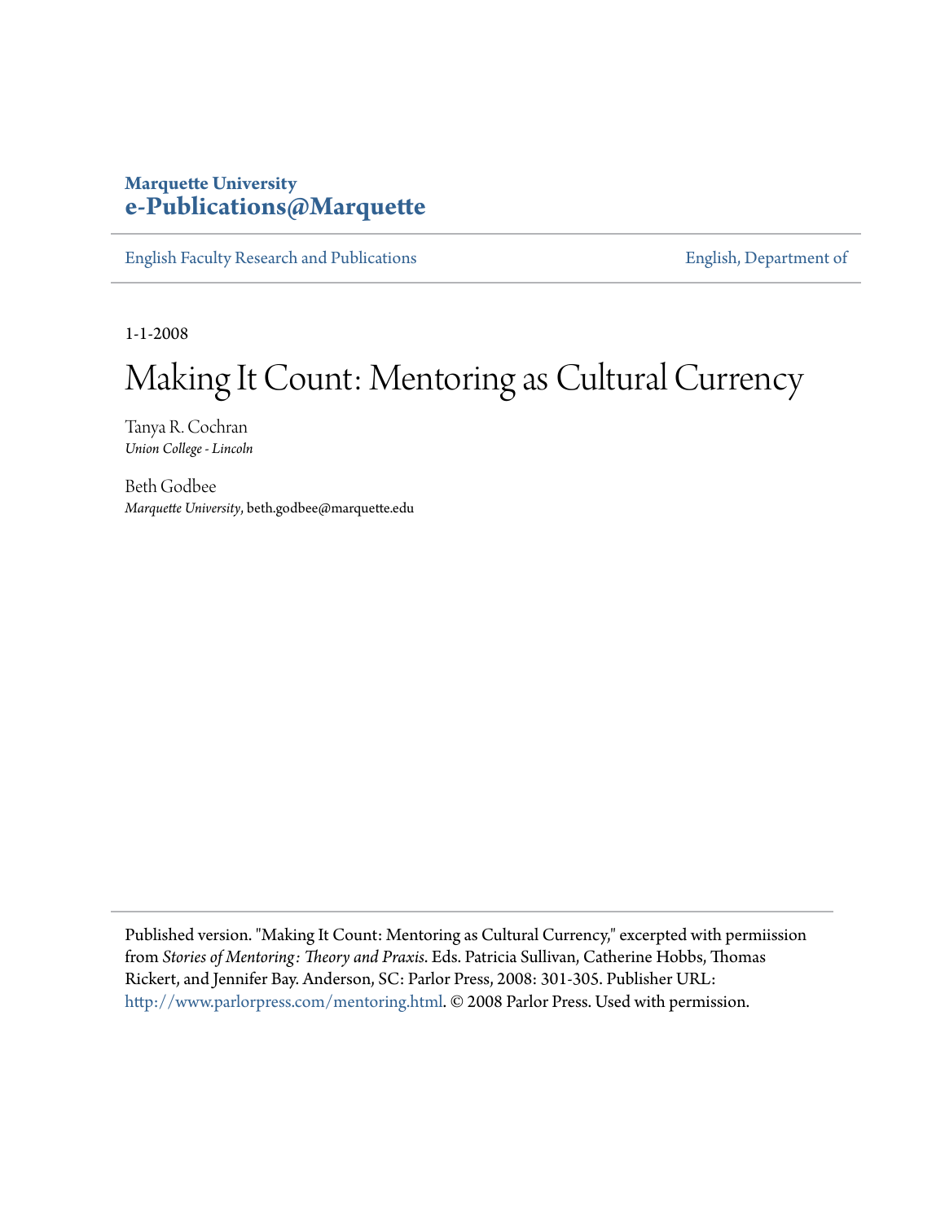**Marquette University**
**e-Publications@Marquette**

English Faculty Research and Publications | English, Department of

1-1-2008

# Making It Count: Mentoring as Cultural Currency

Tanya R. Cochran
*Union College - Lincoln*

Beth Godbee
*Marquette University*, beth.godbee@marquette.edu

Published version. "Making It Count: Mentoring as Cultural Currency," excerpted with permiission from *Stories of Mentoring: Theory and Praxis*. Eds. Patricia Sullivan, Catherine Hobbs, Thomas Rickert, and Jennifer Bay. Anderson, SC: Parlor Press, 2008: 301-305. Publisher URL: http://www.parlorpress.com/mentoring.html. © 2008 Parlor Press. Used with permission.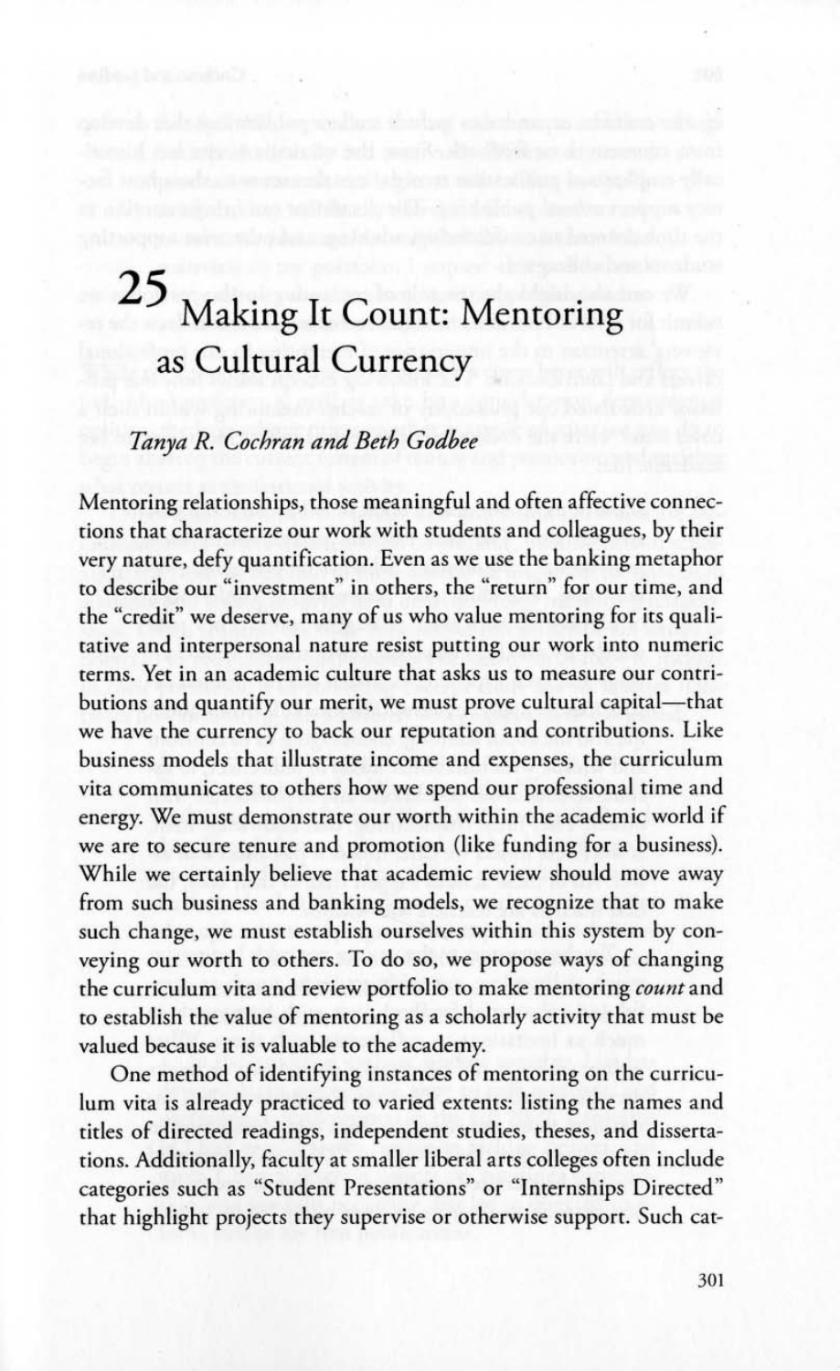# 25 Making It Count: Mentoring as Cultural Currency

*Tanya R. Cochran and Beth Godbee*

Mentoring relationships, those meaningful and often affective connections that characterize our work with students and colleagues, by their very nature, defy quantification. Even as we use the banking metaphor to describe our "investment" in others, the "return" for our time, and the "credit" we deserve, many of us who value mentoring for its qualitative and interpersonal nature resist putting our work into numeric terms. Yet in an academic culture that asks us to measure our contributions and quantify our merit, we must prove cultural capital—that we have the currency to back our reputation and contributions. Like business models that illustrate income and expenses, the curriculum vita communicates to others how we spend our professional time and energy. We must demonstrate our worth within the academic world if we are to secure tenure and promotion (like funding for a business). While we certainly believe that academic review should move away from such business and banking models, we recognize that to make such change, we must establish ourselves within this system by conveying our worth to others. To do so, we propose ways of changing the curriculum vita and review portfolio to make mentoring *count* and to establish the value of mentoring as a scholarly activity that must be valued because it is valuable to the academy.

One method of identifying instances of mentoring on the curriculum vita is already practiced to varied extents: listing the names and titles of directed readings, independent studies, theses, and dissertations. Additionally, faculty at smaller liberal arts colleges often include categories such as "Student Presentations" or "Internships Directed" that highlight projects they supervise or otherwise support. Such cat-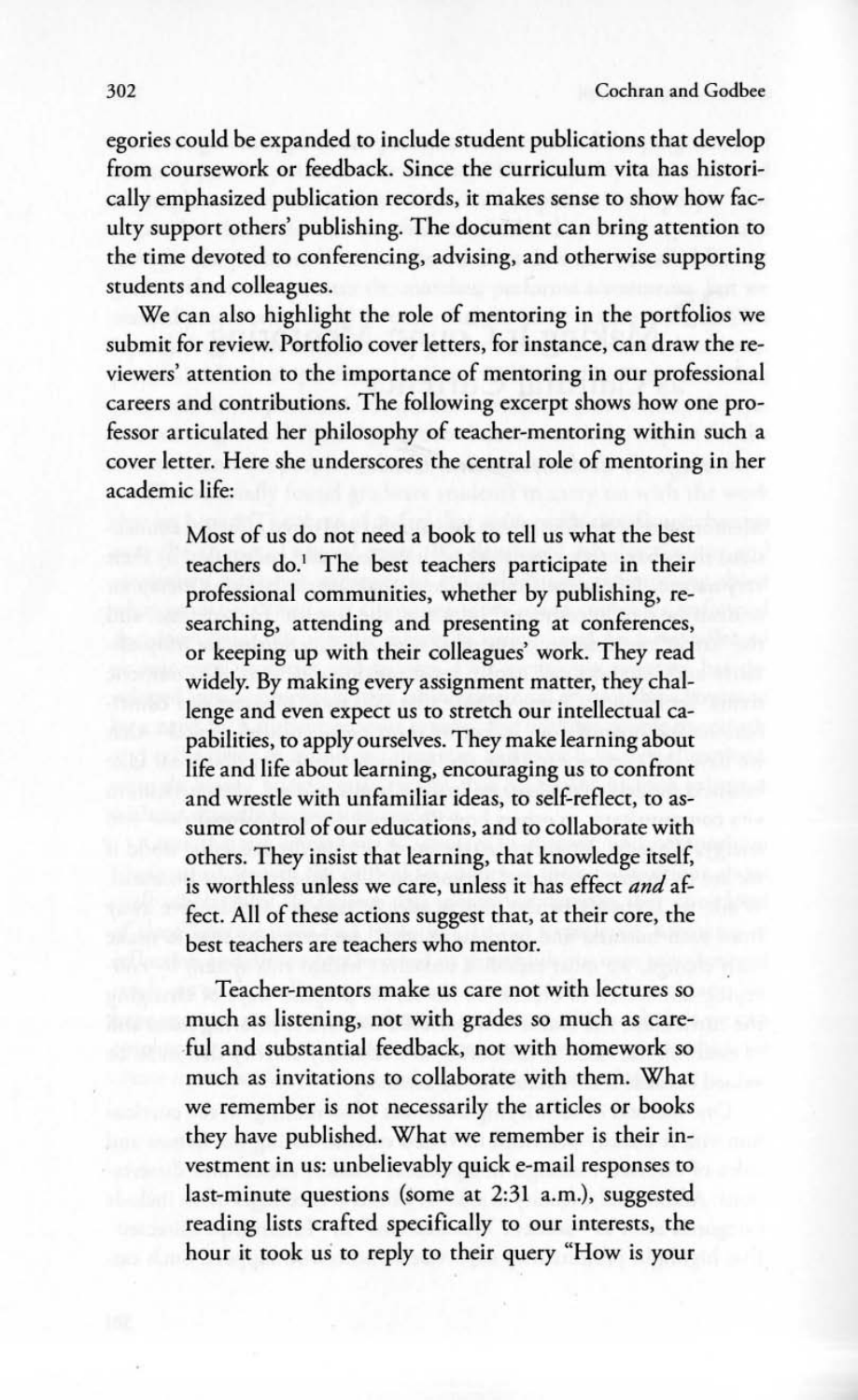egories could be expanded to include student publications that develop from coursework or feedback. Since the curriculum vita has historically emphasized publication records, it makes sense to show how faculty support others' publishing. The document can bring attention to the time devoted to conferencing, advising, and otherwise supporting students and colleagues.

We can also highlight the role of mentoring in the portfolios we submit for review. Portfolio cover letters, for instance, can draw the reviewers' attention to the importance of mentoring in our professional careers and contributions. The following excerpt shows how one professor articulated her philosophy of teacher-mentoring within such a cover letter. Here she underscores the central role of mentoring in her academic life:

> Most of us do not need a book to tell us what the best teachers do.[1] The best teachers participate in their professional communities, whether by publishing, researching, attending and presenting at conferences, or keeping up with their colleagues' work. They read widely. By making every assignment matter, they challenge and even expect us to stretch our intellectual capabilities, to apply ourselves. They make learning about life and life about learning, encouraging us to confront and wrestle with unfamiliar ideas, to self-reflect, to assume control of our educations, and to collaborate with others. They insist that learning, that knowledge itself, is worthless unless we care, unless it has effect *and* affect. All of these actions suggest that, at their core, the best teachers are teachers who mentor.
>
> Teacher-mentors make us care not with lectures so much as listening, not with grades so much as careful and substantial feedback, not with homework so much as invitations to collaborate with them. What we remember is not necessarily the articles or books they have published. What we remember is their investment in us: unbelievably quick e-mail responses to last-minute questions (some at 2:31 a.m.), suggested reading lists crafted specifically to our interests, the hour it took us to reply to their query "How is your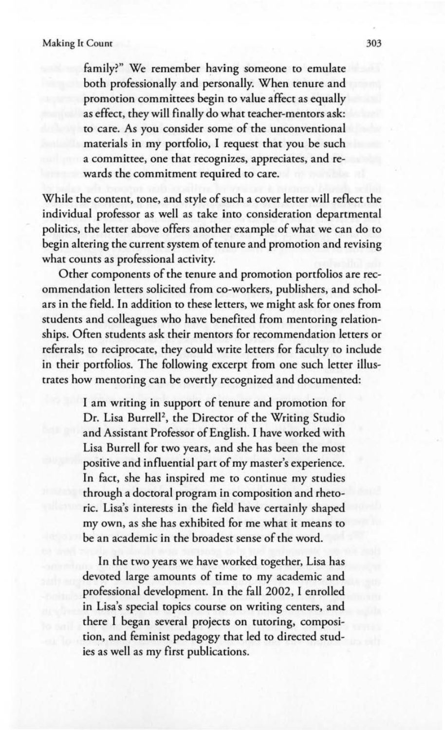> family?" We remember having someone to emulate both professionally and personally. When tenure and promotion committees begin to value affect as equally as effect, they will finally do what teacher-mentors ask: to care. As you consider some of the unconventional materials in my portfolio, I request that you be such a committee, one that recognizes, appreciates, and rewards the commitment required to care.

While the content, tone, and style of such a cover letter will reflect the individual professor as well as take into consideration departmental politics, the letter above offers another example of what we can do to begin altering the current system of tenure and promotion and revising what counts as professional activity.

Other components of the tenure and promotion portfolios are recommendation letters solicited from co-workers, publishers, and scholars in the field. In addition to these letters, we might ask for ones from students and colleagues who have benefited from mentoring relationships. Often students ask their mentors for recommendation letters or referrals; to reciprocate, they could write letters for faculty to include in their portfolios. The following excerpt from one such letter illustrates how mentoring can be overtly recognized and documented:

> I am writing in support of tenure and promotion for Dr. Lisa Burrell[2], the Director of the Writing Studio and Assistant Professor of English. I have worked with Lisa Burrell for two years, and she has been the most positive and influential part of my master's experience. In fact, she has inspired me to continue my studies through a doctoral program in composition and rhetoric. Lisa's interests in the field have certainly shaped my own, as she has exhibited for me what it means to be an academic in the broadest sense of the word.
>
> In the two years we have worked together, Lisa has devoted large amounts of time to my academic and professional development. In the fall 2002, I enrolled in Lisa's special topics course on writing centers, and there I began several projects on tutoring, composition, and feminist pedagogy that led to directed studies as well as my first publications.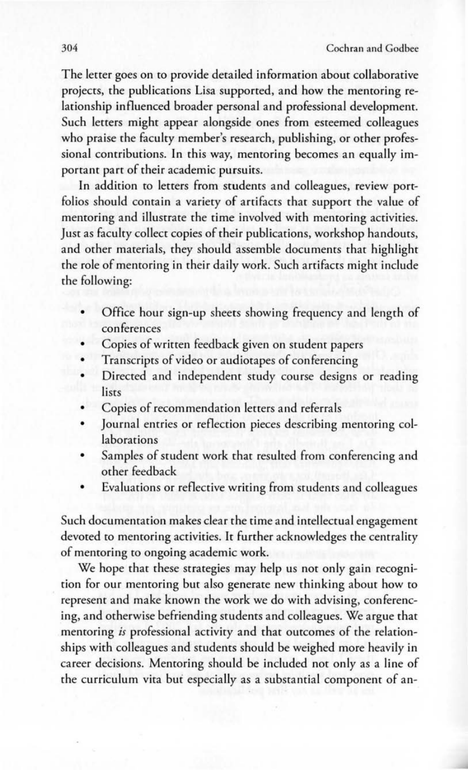The letter goes on to provide detailed information about collaborative projects, the publications Lisa supported, and how the mentoring relationship influenced broader personal and professional development. Such letters might appear alongside ones from esteemed colleagues who praise the faculty member's research, publishing, or other professional contributions. In this way, mentoring becomes an equally important part of their academic pursuits.

In addition to letters from students and colleagues, review portfolios should contain a variety of artifacts that support the value of mentoring and illustrate the time involved with mentoring activities. Just as faculty collect copies of their publications, workshop handouts, and other materials, they should assemble documents that highlight the role of mentoring in their daily work. Such artifacts might include the following:

- Office hour sign-up sheets showing frequency and length of conferences
- Copies of written feedback given on student papers
- Transcripts of video or audiotapes of conferencing
- Directed and independent study course designs or reading lists
- Copies of recommendation letters and referrals
- Journal entries or reflection pieces describing mentoring collaborations
- Samples of student work that resulted from conferencing and other feedback
- Evaluations or reflective writing from students and colleagues

Such documentation makes clear the time and intellectual engagement devoted to mentoring activities. It further acknowledges the centrality of mentoring to ongoing academic work.

We hope that these strategies may help us not only gain recognition for our mentoring but also generate new thinking about how to represent and make known the work we do with advising, conferencing, and otherwise befriending students and colleagues. We argue that mentoring *is* professional activity and that outcomes of the relationships with colleagues and students should be weighed more heavily in career decisions. Mentoring should be included not only as a line of the curriculum vita but especially as a substantial component of an-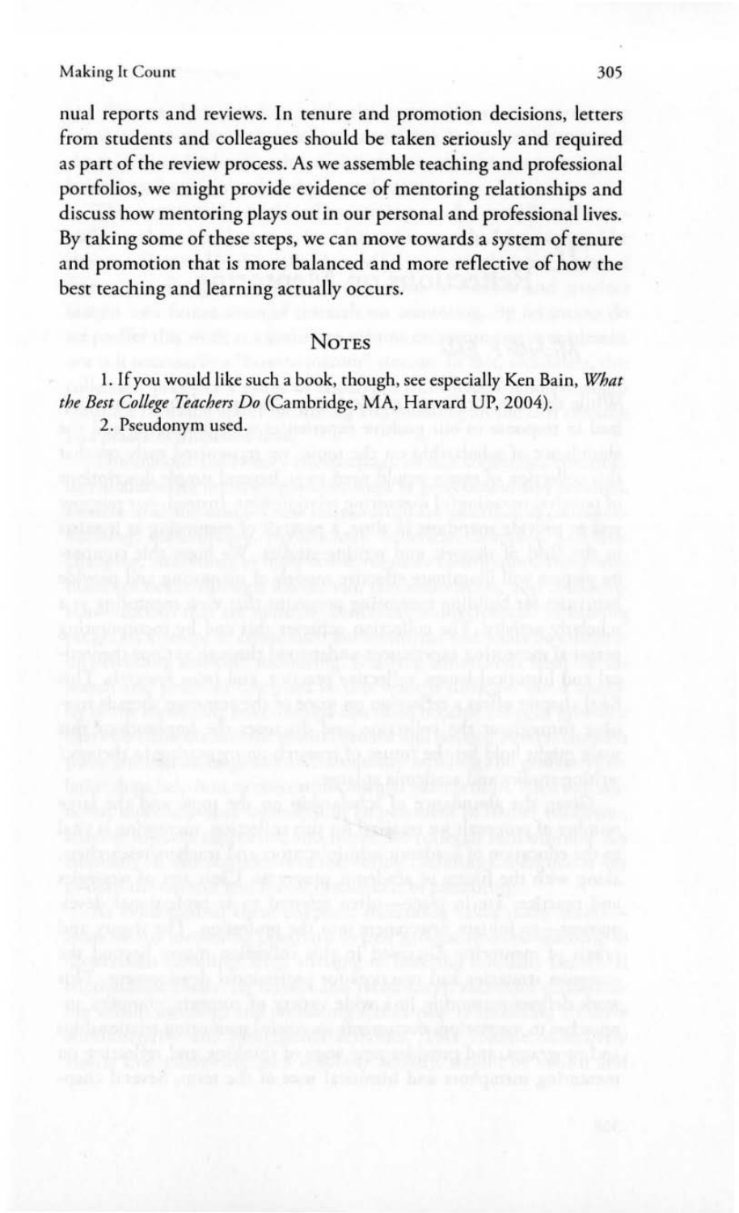nual reports and reviews. In tenure and promotion decisions, letters from students and colleagues should be taken seriously and required as part of the review process. As we assemble teaching and professional portfolios, we might provide evidence of mentoring relationships and discuss how mentoring plays out in our personal and professional lives. By taking some of these steps, we can move towards a system of tenure and promotion that is more balanced and more reflective of how the best teaching and learning actually occurs.

## Notes

1. If you would like such a book, though, see especially Ken Bain, *What the Best College Teachers Do* (Cambridge, MA, Harvard UP, 2004).

2. Pseudonym used.